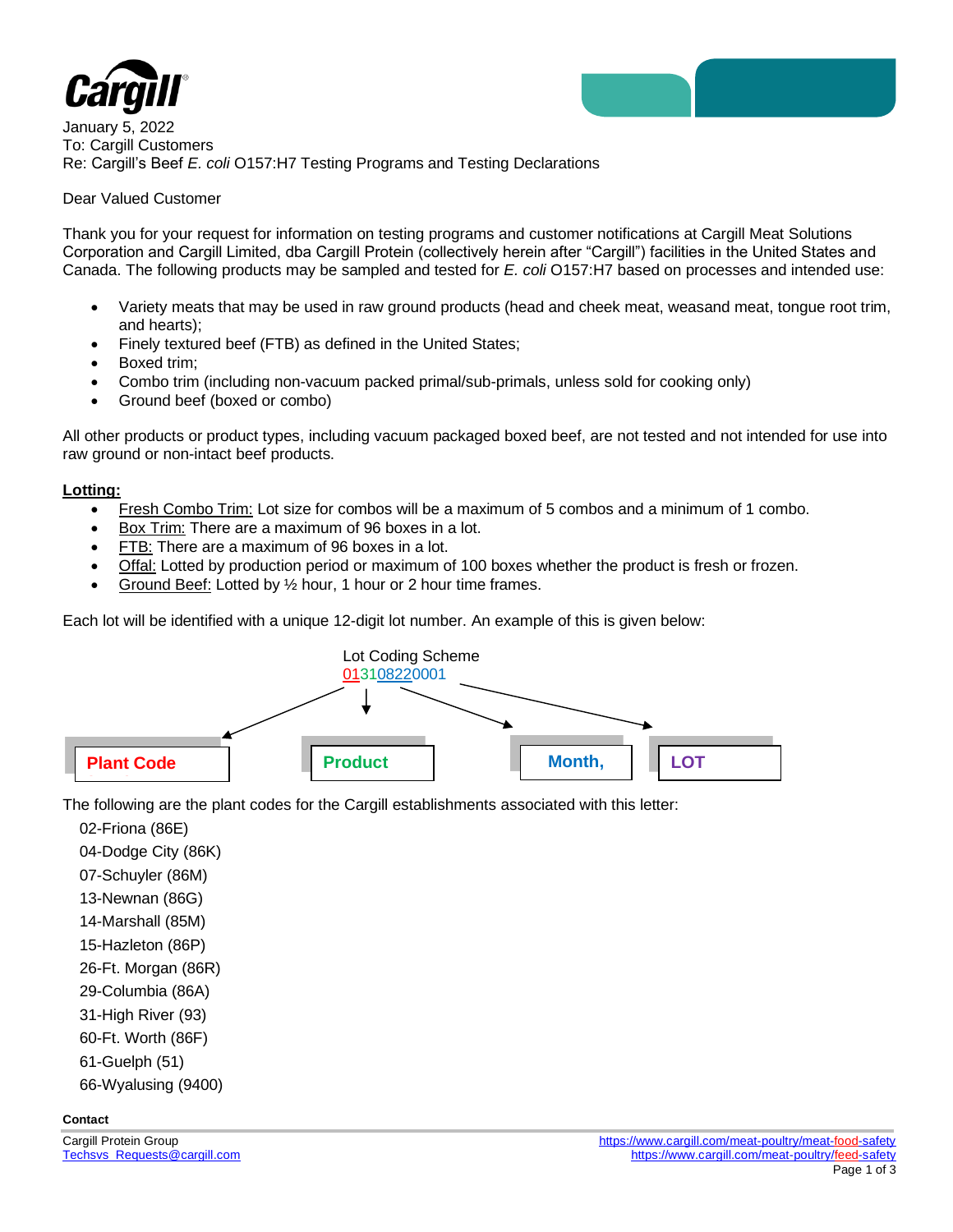January 5, 2022

To: Cargill Customers

Re: Cargill's Beef *E. coli* O157:H7 Testing Programs and Testing Declarations

Dear Valued Customer

Thank you for your request for information on testing programs and customer notifications at Cargill Meat Solutions Corporation and Cargill Limited, dba Cargill Protein (collectively herein after "Cargill") facilities in the United States and Canada. The following products may be sampled and tested for *E. coli* O157:H7 based on processes and intended use:

- Variety meats that may be used in raw ground products (head and cheek meat, weasand meat, tongue root trim, and hearts);
- Finely textured beef (FTB) as defined in the United States;
- Boxed trim;
- Combo trim (including non-vacuum packed primal/sub-primals, unless sold for cooking only)
- Ground beef (boxed or combo)

All other products or product types, including vacuum packaged boxed beef, are not tested and not intended for use into raw ground or non-intact beef products.

**Lotting:**

- Fresh Combo Trim: Lot size for combos will be a maximum of 5 combos and a minimum of 1 combo.
- Box Trim: There are a maximum of 96 boxes in a lot.
- FTB: There are a maximum of 96 boxes in a lot.
- Offal: Lotted by production period or maximum of 100 boxes whether the product is fresh or frozen.
- Ground Beef: Lotted by ½ hour, 1 hour or 2 hour time frames.

Each lot will be identified with a unique 12-digit lot number. An example of this is given below:

Lot Coding Scheme

013108220001

| Plant Code | Product | Month, | LOT |
|---|---|---|---|
| 01 | 31 | 0822 | 0001 |

The following are the plant codes for the Cargill establishments associated with this letter:

02-Friona (86E)

04-Dodge City (86K)

07-Schuyler (86M)

13-Newnan (86G)

14-Marshall (85M)

15-Hazleton (86P)

26-Ft. Morgan (86R)

29-Columbia (86A)

31-High River (93)

60-Ft. Worth (86F)

61-Guelph (51)

66-Wyalusing (9400)

**Contact**

Cargill Protein Group

Techsvs_Requests@cargill.com

https://www.cargill.com/meat-poultry/meat-food-safety

https://www.cargill.com/meat-poultry/feed-safety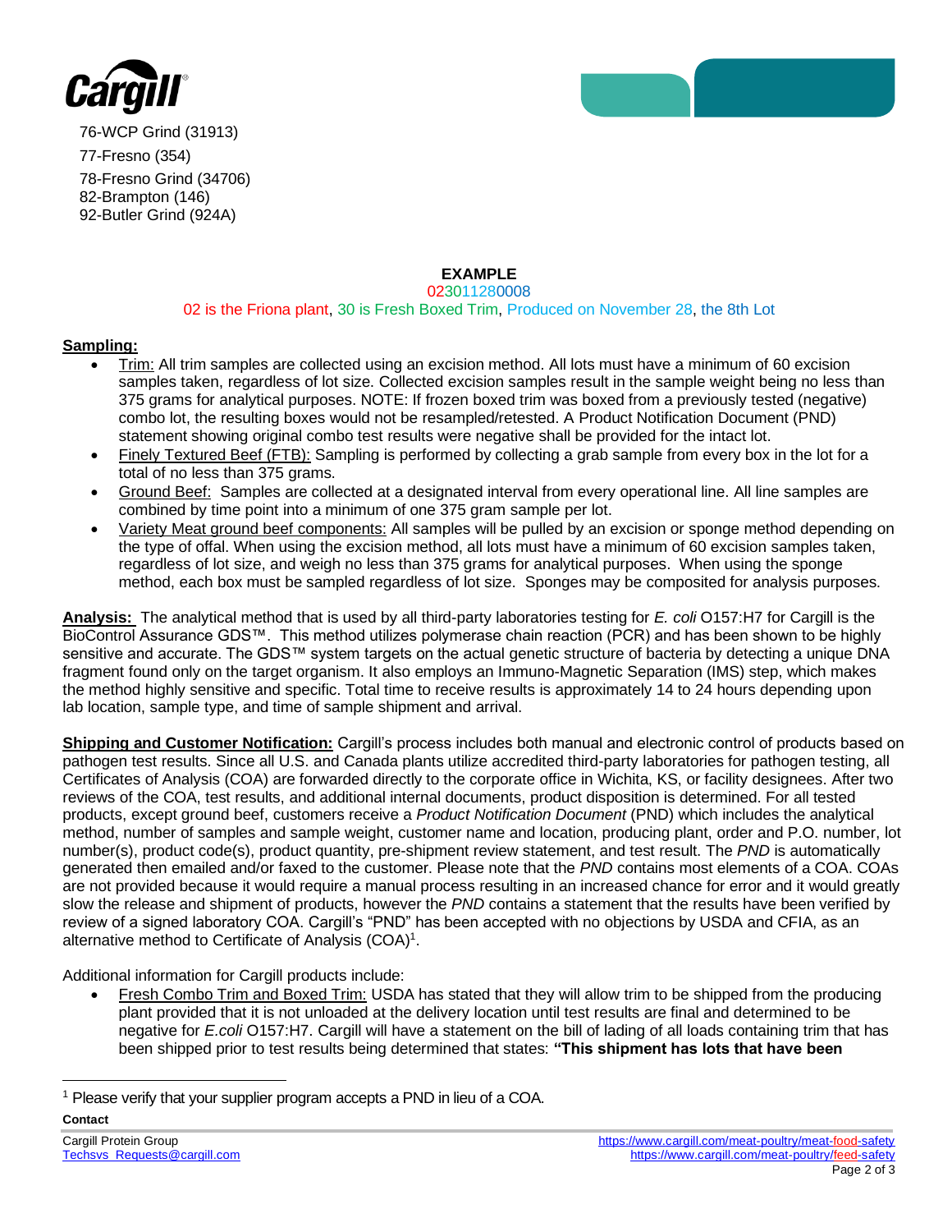76-WCP Grind (31913)

77-Fresno (354)

78-Fresno Grind (34706)

82-Brampton (146)

92-Butler Grind (924A)

**EXAMPLE**

023011280008

02 is the Friona plant, 30 is Fresh Boxed Trim, Produced on November 28, the 8th Lot

**Sampling:**

- Trim: All trim samples are collected using an excision method. All lots must have a minimum of 60 excision samples taken, regardless of lot size. Collected excision samples result in the sample weight being no less than 375 grams for analytical purposes. NOTE: If frozen boxed trim was boxed from a previously tested (negative) combo lot, the resulting boxes would not be resampled/retested. A Product Notification Document (PND) statement showing original combo test results were negative shall be provided for the intact lot.
- Finely Textured Beef (FTB): Sampling is performed by collecting a grab sample from every box in the lot for a total of no less than 375 grams.
- Ground Beef: Samples are collected at a designated interval from every operational line. All line samples are combined by time point into a minimum of one 375 gram sample per lot.
- Variety Meat ground beef components: All samples will be pulled by an excision or sponge method depending on the type of offal. When using the excision method, all lots must have a minimum of 60 excision samples taken, regardless of lot size, and weigh no less than 375 grams for analytical purposes. When using the sponge method, each box must be sampled regardless of lot size. Sponges may be composited for analysis purposes.

**Analysis:** The analytical method that is used by all third-party laboratories testing for *E. coli* O157:H7 for Cargill is the BioControl Assurance GDS™. This method utilizes polymerase chain reaction (PCR) and has been shown to be highly sensitive and accurate. The GDS™ system targets on the actual genetic structure of bacteria by detecting a unique DNA fragment found only on the target organism. It also employs an Immuno-Magnetic Separation (IMS) step, which makes the method highly sensitive and specific. Total time to receive results is approximately 14 to 24 hours depending upon lab location, sample type, and time of sample shipment and arrival.

**Shipping and Customer Notification:** Cargill's process includes both manual and electronic control of products based on pathogen test results. Since all U.S. and Canada plants utilize accredited third-party laboratories for pathogen testing, all Certificates of Analysis (COA) are forwarded directly to the corporate office in Wichita, KS, or facility designees. After two reviews of the COA, test results, and additional internal documents, product disposition is determined. For all tested products, except ground beef, customers receive a *Product Notification Document* (PND) which includes the analytical method, number of samples and sample weight, customer name and location, producing plant, order and P.O. number, lot number(s), product code(s), product quantity, pre-shipment review statement, and test result. The *PND* is automatically generated then emailed and/or faxed to the customer. Please note that the *PND* contains most elements of a COA. COAs are not provided because it would require a manual process resulting in an increased chance for error and it would greatly slow the release and shipment of products, however the *PND* contains a statement that the results have been verified by review of a signed laboratory COA. Cargill's "PND" has been accepted with no objections by USDA and CFIA, as an alternative method to Certificate of Analysis (COA)[1].

Additional information for Cargill products include:

- Fresh Combo Trim and Boxed Trim: USDA has stated that they will allow trim to be shipped from the producing plant provided that it is not unloaded at the delivery location until test results are final and determined to be negative for *E.coli* O157:H7. Cargill will have a statement on the bill of lading of all loads containing trim that has been shipped prior to test results being determined that states: **"This shipment has lots that have been**

[1] Please verify that your supplier program accepts a PND in lieu of a COA.

**Contact**

Cargill Protein Group
Techsvs_Requests@cargill.com

https://www.cargill.com/meat-poultry/meat-food-safety
https://www.cargill.com/meat-poultry/feed-safety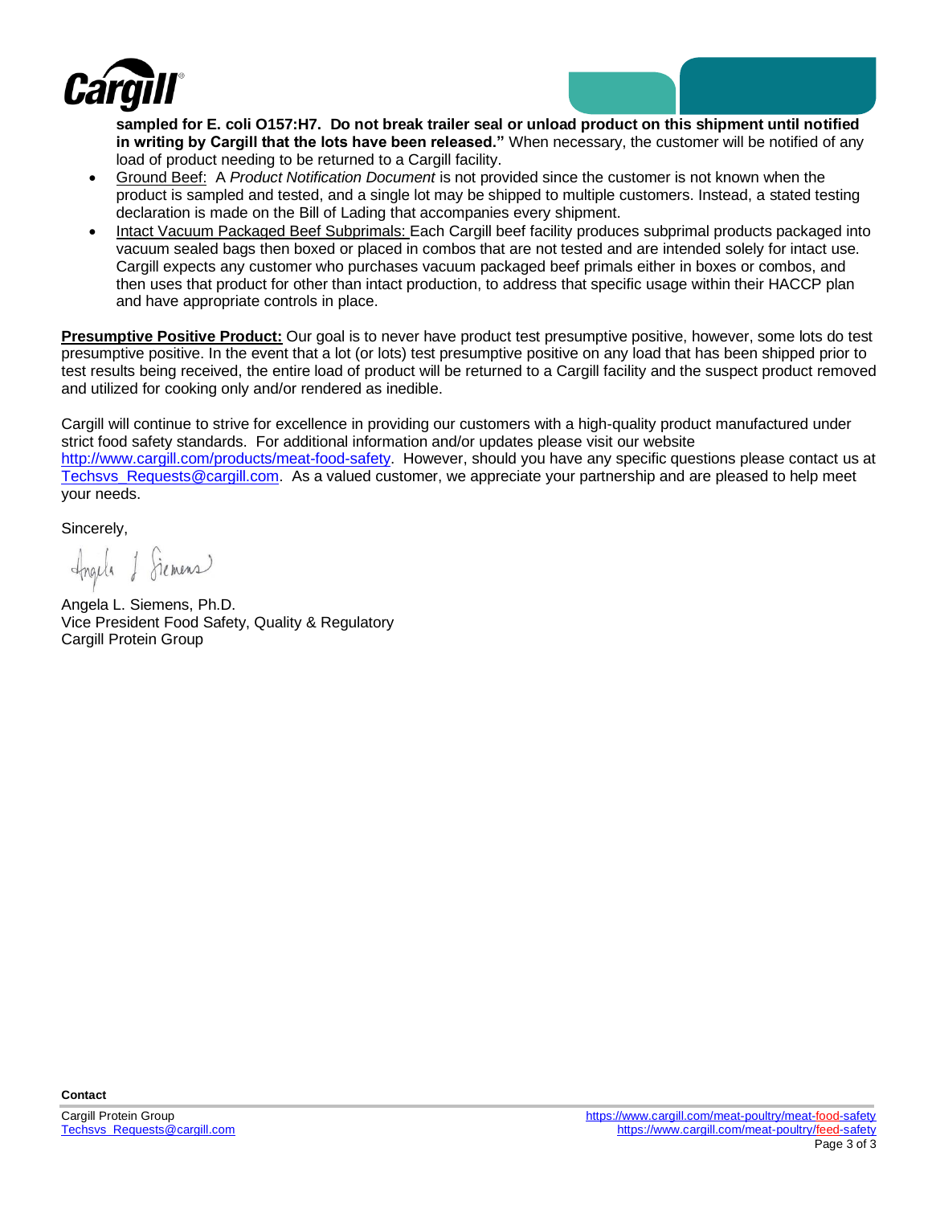**sampled for E. coli O157:H7. Do not break trailer seal or unload product on this shipment until notified in writing by Cargill that the lots have been released."** When necessary, the customer will be notified of any load of product needing to be returned to a Cargill facility.

- Ground Beef: A *Product Notification Document* is not provided since the customer is not known when the product is sampled and tested, and a single lot may be shipped to multiple customers. Instead, a stated testing declaration is made on the Bill of Lading that accompanies every shipment.
- Intact Vacuum Packaged Beef Subprimals: Each Cargill beef facility produces subprimal products packaged into vacuum sealed bags then boxed or placed in combos that are not tested and are intended solely for intact use. Cargill expects any customer who purchases vacuum packaged beef primals either in boxes or combos, and then uses that product for other than intact production, to address that specific usage within their HACCP plan and have appropriate controls in place.

**Presumptive Positive Product:** Our goal is to never have product test presumptive positive, however, some lots do test presumptive positive. In the event that a lot (or lots) test presumptive positive on any load that has been shipped prior to test results being received, the entire load of product will be returned to a Cargill facility and the suspect product removed and utilized for cooking only and/or rendered as inedible.

Cargill will continue to strive for excellence in providing our customers with a high-quality product manufactured under strict food safety standards. For additional information and/or updates please visit our website http://www.cargill.com/products/meat-food-safety. However, should you have any specific questions please contact us at Techsvs_Requests@cargill.com. As a valued customer, we appreciate your partnership and are pleased to help meet your needs.

Sincerely,

Angela L. Siemens, Ph.D.
Vice President Food Safety, Quality & Regulatory
Cargill Protein Group

**Contact**

Cargill Protein Group
Techsvs_Requests@cargill.com

https://www.cargill.com/meat-poultry/meat-food-safety
https://www.cargill.com/meat-poultry/feed-safety